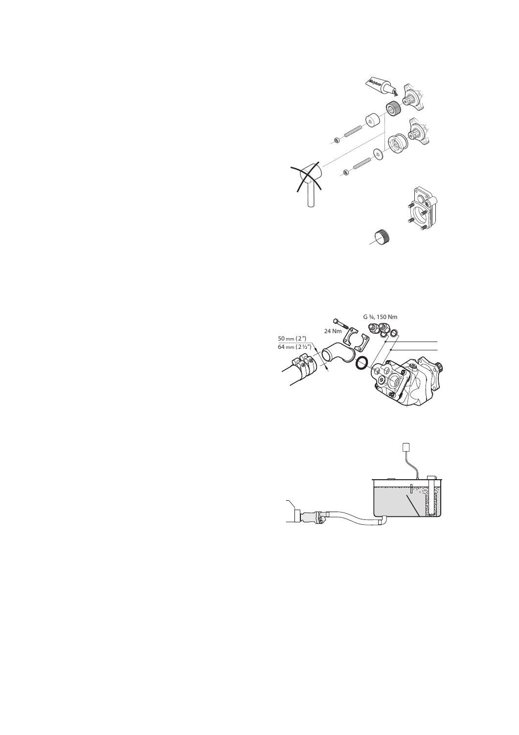Molykote

G ¾, 150 Nm

24 Nm

50 mm (2")

64 mm (2 ½")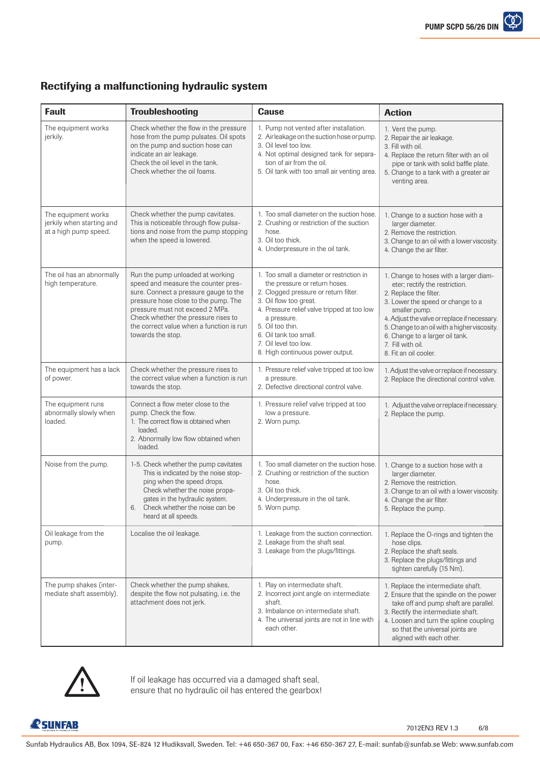## Rectifying a malfunctioning hydraulic system

| Fault | Troubleshooting | Cause | Action |
|---|---|---|---|
| The equipment works jerkily. | Check whether the flow in the pressure hose from the pump pulsates. Oil spots on the pump and suction hose can indicate an air leakage. Check the oil level in the tank. Check whether the oil foams. | 1. Pump not vented after installation.<br>2. Airleakage on the suction hose or pump.<br>3. Oil level too low.<br>4. Not optimal designed tank for separation of air from the oil.<br>5. Oil tank with too small air venting area. | 1. Vent the pump.<br>2. Repair the air leakage.<br>3. Fill with oil.<br>4. Replace the return filter with an oil pipe or tank with solid baffle plate.<br>5. Change to a tank with a greater air venting area. |
| The equipment works jerkily when starting and at a high pump speed. | Check whether the pump cavitates. This is noticeable through flow pulsations and noise from the pump stopping when the speed is lowered. | 1. Too small diameter on the suction hose.<br>2. Crushing or restriction of the suction hose.<br>3. Oil too thick.<br>4. Underpressure in the oil tank. | 1. Change to a suction hose with a larger diameter.<br>2. Remove the restriction.<br>3. Change to an oil with a lower viscosity.<br>4. Change the air filter. |
| The oil has an abnormally high temperature. | Run the pump unloaded at working speed and measure the counter pressure. Connect a pressure gauge to the pressure hose close to the pump. The pressure must not exceed 2 MPa. Check whether the pressure rises to the correct value when a function is run towards the stop. | 1. Too small a diameter or restriction in the pressure or return hoses.<br>2. Clogged pressure or return filter.<br>3. Oil flow too great.<br>4. Pressure relief valve tripped at too low a pressure.<br>5. Oil too thin.<br>6. Oil tank too small.<br>7. Oil level too low.<br>8. High continuous power output. | 1. Change to hoses with a larger diameter; rectify the restriction.<br>2. Replace the filter.<br>3. Lower the speed or change to a smaller pump.<br>4. Adjust the valve or replace if necessary.<br>5. Change to an oil with a higher viscosity.<br>6. Change to a larger oil tank.<br>7. Fill with oil.<br>8. Fit an oil cooler. |
| The equipment has a lack of power. | Check whether the pressure rises to the correct value when a function is run towards the stop. | 1. Pressure relief valve tripped at too low a pressure.<br>2. Defective directional control valve. | 1. Adjust the valve or replace if necessary.<br>2. Replace the directional control valve. |
| The equipment runs abnormally slowly when loaded. | Connect a flow meter close to the pump. Check the flow.<br>1. The correct flow is obtained when loaded.<br>2. Abnormally low flow obtained when loaded. | 1. Pressure relief valve tripped at too low a pressure.<br>2. Worn pump. | 1. Adjust the valve or replace if necessary.<br>2. Replace the pump. |
| Noise from the pump. | 1-5. Check whether the pump cavitates This is indicated by the noise stopping when the speed drops. Check whether the noise propagates in the hydraulic system.<br>6. Check whether the noise can be heard at all speeds. | 1. Too small diameter on the suction hose.<br>2. Crushing or restriction of the suction hose.<br>3. Oil too thick.<br>4. Underpressure in the oil tank.<br>5. Worn pump. | 1. Change to a suction hose with a larger diameter.<br>2. Remove the restriction.<br>3. Change to an oil with a lower viscosity.<br>4. Change the air filter.<br>5. Replace the pump. |
| Oil leakage from the pump. | Localise the oil leakage. | 1. Leakage from the suction connection.<br>2. Leakage from the shaft seal.<br>3. Leakage from the plugs/fittings. | 1. Replace the O-rings and tighten the hose clips.<br>2. Replace the shaft seals.<br>3. Replace the plugs/fittings and tighten carefully (15 Nm). |
| The pump shakes (intermediate shaft assembly). | Check whether the pump shakes, despite the flow not pulsating, i.e. the attachment does not jerk. | 1. Play on intermediate shaft.<br>2. Incorrect joint angle on intermediate shaft.<br>3. Imbalance on intermediate shaft.<br>4. The universal joints are not in line with each other. | 1. Replace the intermediate shaft.<br>2. Ensure that the spindle on the power take off and pump shaft are parallel.<br>3. Rectify the intermediate shaft.<br>4. Loosen and turn the spline coupling so that the universal joints are aligned with each other. |

If oil leakage has occurred via a damaged shaft seal, ensure that no hydraulic oil has entered the gearbox!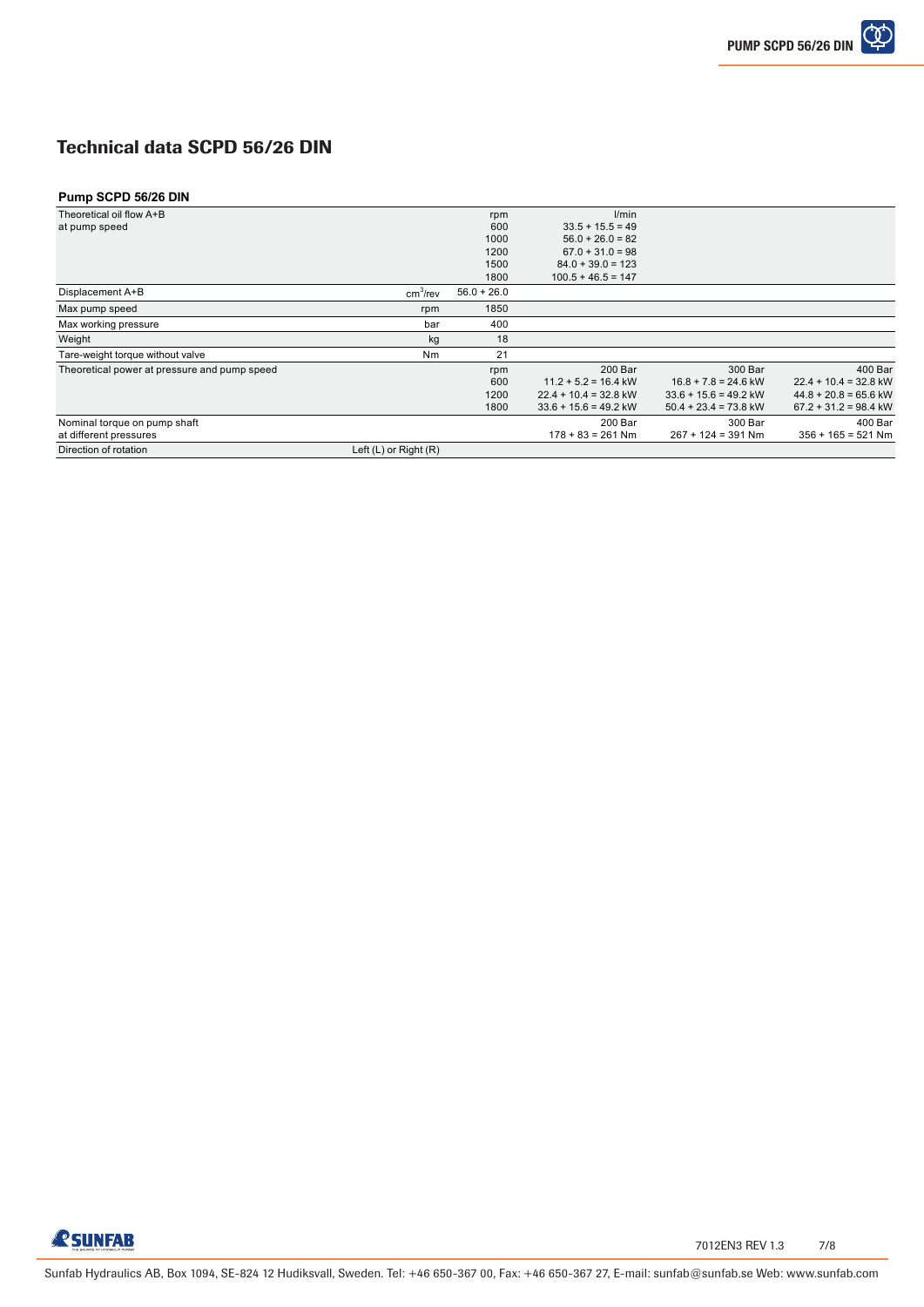# Technical data SCPD 56/26 DIN

**Pump SCPD 56/26 DIN**

| Parameter | Unit | | | | |
|---|---|---|---|---|---|
| Theoretical oil flow A+B at pump speed | | rpm | l/min | | |
| | | 600 | 33.5 + 15.5 = 49 | | |
| | | 1000 | 56.0 + 26.0 = 82 | | |
| | | 1200 | 67.0 + 31.0 = 98 | | |
| | | 1500 | 84.0 + 39.0 = 123 | | |
| | | 1800 | 100.5 + 46.5 = 147 | | |
| Displacement A+B | $cm^3$/rev | 56.0 + 26.0 | | | |
| Max pump speed | rpm | 1850 | | | |
| Max working pressure | bar | 400 | | | |
| Weight | kg | 18 | | | |
| Tare-weight torque without valve | Nm | 21 | | | |
| Theoretical power at pressure and pump speed | | rpm | 200 Bar | 300 Bar | 400 Bar |
| | | 600 | 11.2 + 5.2 = 16.4 kW | 16.8 + 7.8 = 24.6 kW | 22.4 + 10.4 = 32.8 kW |
| | | 1200 | 22.4 + 10.4 = 32.8 kW | 33.6 + 15.6 = 49.2 kW | 44.8 + 20.8 = 65.6 kW |
| | | 1800 | 33.6 + 15.6 = 49.2 kW | 50.4 + 23.4 = 73.8 kW | 67.2 + 31.2 = 98.4 kW |
| Nominal torque on pump shaft at different pressures | | | 200 Bar | 300 Bar | 400 Bar |
| | | | 178 + 83 = 261 Nm | 267 + 124 = 391 Nm | 356 + 165 = 521 Nm |
| Direction of rotation | Left (L) or Right (R) | | | | |

7012EN3 REV 1.3

Sunfab Hydraulics AB, Box 1094, SE-824 12 Hudiksvall, Sweden. Tel: +46 650-367 00, Fax: +46 650-367 27, E-mail: sunfab@sunfab.se Web: www.sunfab.com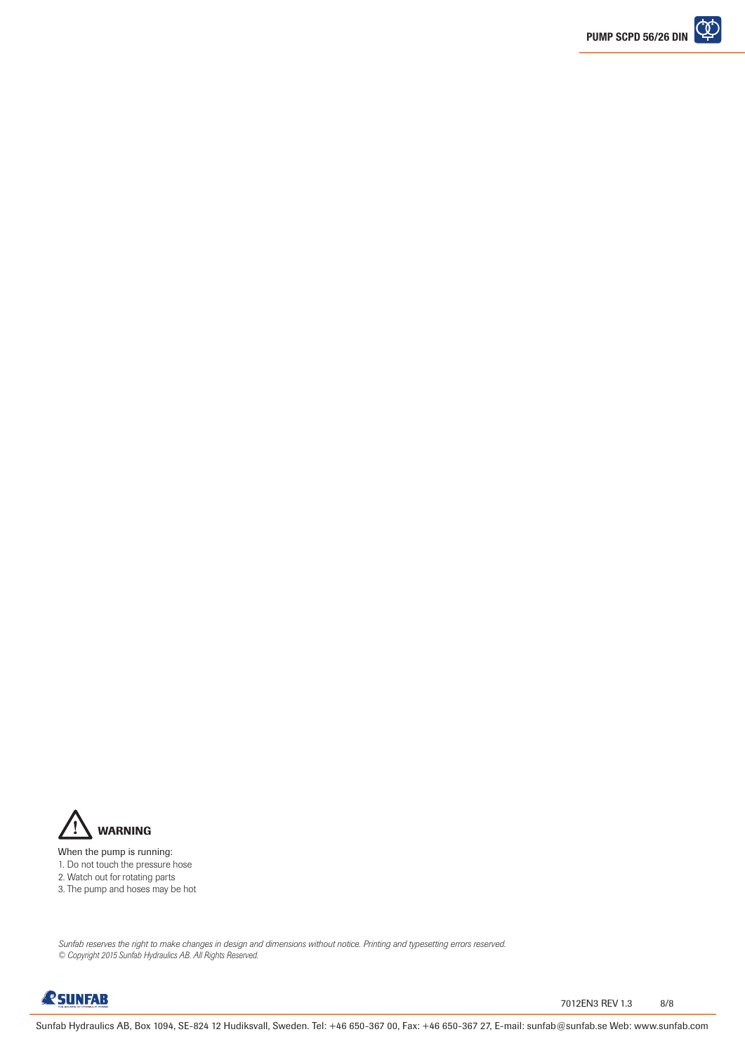## WARNING

When the pump is running:

1. Do not touch the pressure hose
2. Watch out for rotating parts
3. The pump and hoses may be hot

*Sunfab reserves the right to make changes in design and dimensions without notice. Printing and typesetting errors reserved.*
*© Copyright 2015 Sunfab Hydraulics AB. All Rights Reserved.*

7012EN3 REV 1.3

Sunfab Hydraulics AB, Box 1094, SE-824 12 Hudiksvall, Sweden. Tel: +46 650-367 00, Fax: +46 650-367 27, E-mail: sunfab@sunfab.se Web: www.sunfab.com